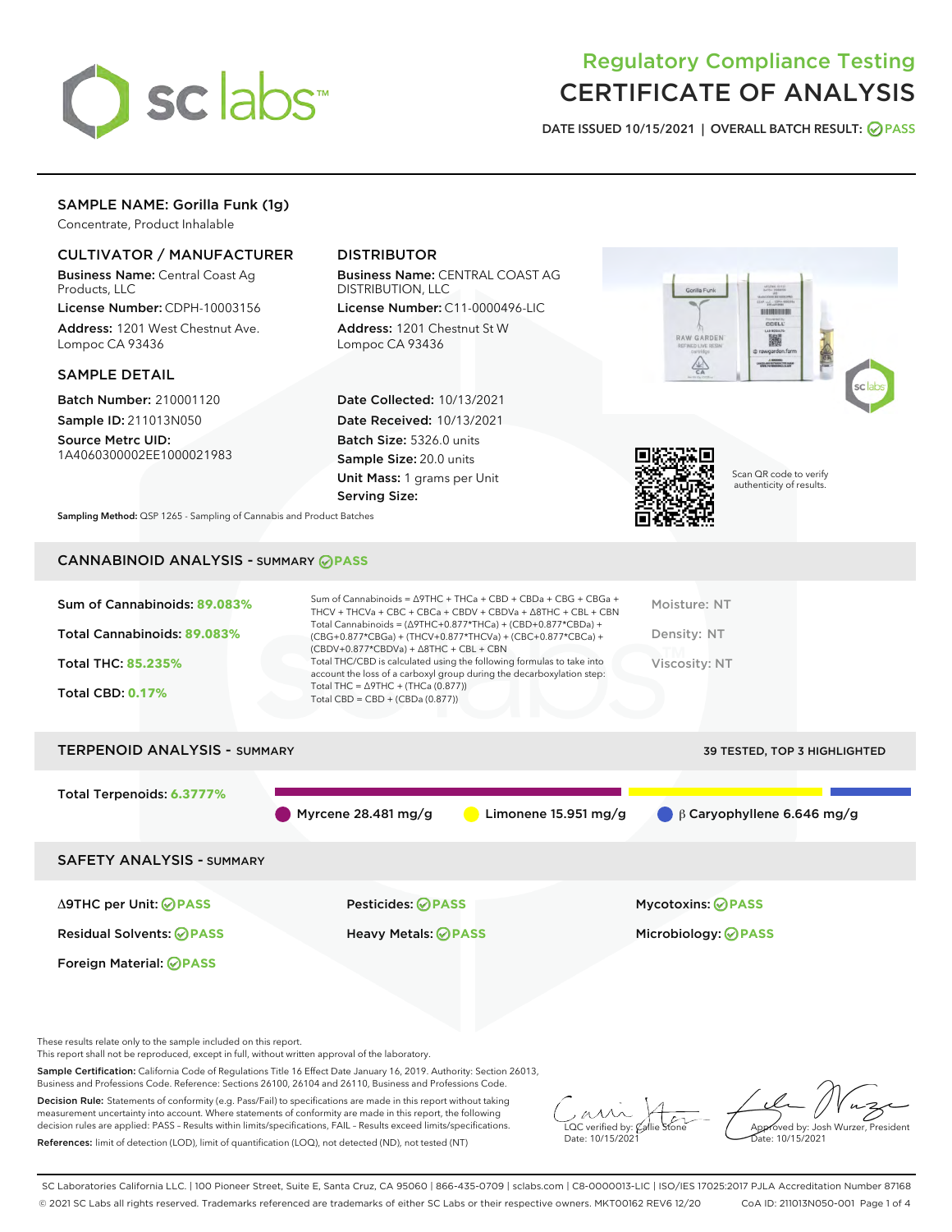# Regulatory Compliance Testing
# CERTIFICATE OF ANALYSIS

DATE ISSUED 10/15/2021 | OVERALL BATCH RESULT: PASS

## SAMPLE NAME: Gorilla Funk (1g)

Concentrate, Product Inhalable

### CULTIVATOR / MANUFACTURER

**Business Name:** Central Coast Ag Products, LLC

**License Number:** CDPH-10003156

**Address:** 1201 West Chestnut Ave. Lompoc CA 93436

### DISTRIBUTOR

**Business Name:** CENTRAL COAST AG DISTRIBUTION, LLC

**License Number:** C11-0000496-LIC

**Address:** 1201 Chestnut St W Lompoc CA 93436

### SAMPLE DETAIL

**Batch Number:** 210001120

**Sample ID:** 211013N050

**Source Metrc UID:** 1A4060300002EE1000021983

**Date Collected:** 10/13/2021

**Date Received:** 10/13/2021

**Batch Size:** 5326.0 units

**Sample Size:** 20.0 units

**Unit Mass:** 1 grams per Unit

**Serving Size:**

Scan QR code to verify authenticity of results.

**Sampling Method:** QSP 1265 - Sampling of Cannabis and Product Batches

## CANNABINOID ANALYSIS - SUMMARY PASS

Sum of Cannabinoids: **89.083%**

Total Cannabinoids: **89.083%**

Total THC: **85.235%**

Total CBD: **0.17%**

Sum of Cannabinoids = Δ9THC + THCa + CBD + CBDa + CBG + CBGa + THCV + THCVa + CBC + CBCa + CBDV + CBDVa + Δ8THC + CBL + CBN

Total Cannabinoids = (Δ9THC+0.877*THCa) + (CBD+0.877*CBDa) + (CBG+0.877*CBGa) + (THCV+0.877*THCVa) + (CBC+0.877*CBCa) + (CBDV+0.877*CBDVa) + Δ8THC + CBL + CBN

Total THC/CBD is calculated using the following formulas to take into account the loss of a carboxyl group during the decarboxylation step:

Total THC = Δ9THC + (THCa (0.877))

Total CBD = CBD + (CBDa (0.877))

Moisture: NT

Density: NT

Viscosity: NT

## TERPENOID ANALYSIS - SUMMARY

39 TESTED, TOP 3 HIGHLIGHTED

Total Terpenoids: **6.3777%**

Myrcene 28.481 mg/g | Limonene 15.951 mg/g | β Caryophyllene 6.646 mg/g

## SAFETY ANALYSIS - SUMMARY

| | | |
|---|---|---|
| Δ9THC per Unit: PASS | Pesticides: PASS | Mycotoxins: PASS |
| Residual Solvents: PASS | Heavy Metals: PASS | Microbiology: PASS |
| Foreign Material: PASS | | |

These results relate only to the sample included on this report.
This report shall not be reproduced, except in full, without written approval of the laboratory.

**Sample Certification:** California Code of Regulations Title 16 Effect Date January 16, 2019. Authority: Section 26013, Business and Professions Code. Reference: Sections 26100, 26104 and 26110, Business and Professions Code.

**Decision Rule:** Statements of conformity (e.g. Pass/Fail) to specifications are made in this report without taking measurement uncertainty into account. Where statements of conformity are made in this report, the following decision rules are applied: PASS - Results within limits/specifications, FAIL - Results exceed limits/specifications.

**References:** limit of detection (LOD), limit of quantification (LOQ), not detected (ND), not tested (NT)

LQC verified by: Callie Stone
Date: 10/15/2021

Approved by: Josh Wurzer, President
Date: 10/15/2021

SC Laboratories California LLC. | 100 Pioneer Street, Suite E, Santa Cruz, CA 95060 | 866-435-0709 | sclabs.com | C8-0000013-LIC | ISO/IES 17025:2017 PJLA Accreditation Number 87168
© 2021 SC Labs all rights reserved. Trademarks referenced are trademarks of either SC Labs or their respective owners. MKT00162 REV6 12/20 CoA ID: 211013N050-001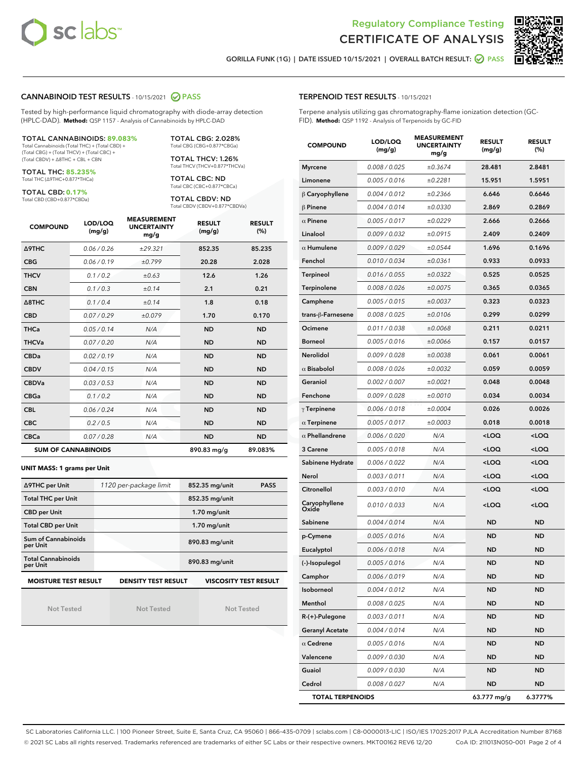Regulatory Compliance Testing
# CERTIFICATE OF ANALYSIS

GORILLA FUNK (1G) | DATE ISSUED 10/15/2021 | OVERALL BATCH RESULT: PASS

## CANNABINOID TEST RESULTS - 10/15/2021 PASS

Tested by high-performance liquid chromatography with diode-array detection (HPLC-DAD). **Method:** QSP 1157 - Analysis of Cannabinoids by HPLC-DAD

**TOTAL CANNABINOIDS: 89.083%**
Total Cannabinoids (Total THC) + (Total CBD) + (Total CBG) + (Total THCV) + (Total CBC) + (Total CBDV) + Δ8THC + CBL + CBN

**TOTAL THC: 85.235%**
Total THC (Δ9THC+0.877*THCa)

**TOTAL CBD: 0.17%**
Total CBD (CBD+0.877*CBDa)

**TOTAL CBG: 2.028%**
Total CBG (CBG+0.877*CBGa)

**TOTAL THCV: 1.26%**
Total THCV (THCV+0.877*THCVa)

**TOTAL CBC: ND**
Total CBC (CBC+0.877*CBCa)

**TOTAL CBDV: ND**
Total CBDV (CBDV+0.877*CBDVa)

| COMPOUND | LOD/LOQ (mg/g) | MEASUREMENT UNCERTAINTY mg/g | RESULT (mg/g) | RESULT (%) |
|---|---|---|---|---|
| Δ9THC | 0.06 / 0.26 | ±29.321 | 852.35 | 85.235 |
| CBG | 0.06 / 0.19 | ±0.799 | 20.28 | 2.028 |
| THCV | 0.1 / 0.2 | ±0.63 | 12.6 | 1.26 |
| CBN | 0.1 / 0.3 | ±0.14 | 2.1 | 0.21 |
| Δ8THC | 0.1 / 0.4 | ±0.14 | 1.8 | 0.18 |
| CBD | 0.07 / 0.29 | ±0.079 | 1.70 | 0.170 |
| THCa | 0.05 / 0.14 | N/A | ND | ND |
| THCVa | 0.07 / 0.20 | N/A | ND | ND |
| CBDa | 0.02 / 0.19 | N/A | ND | ND |
| CBDV | 0.04 / 0.15 | N/A | ND | ND |
| CBDVa | 0.03 / 0.53 | N/A | ND | ND |
| CBGa | 0.1 / 0.2 | N/A | ND | ND |
| CBL | 0.06 / 0.24 | N/A | ND | ND |
| CBC | 0.2 / 0.5 | N/A | ND | ND |
| CBCa | 0.07 / 0.28 | N/A | ND | ND |
| **SUM OF CANNABINOIDS** | | | 890.83 mg/g | 89.083% |

**UNIT MASS: 1 grams per Unit**

| | | | |
|---|---|---|---|
| Δ9THC per Unit | 1120 per-package limit | 852.35 mg/unit | PASS |
| Total THC per Unit | | 852.35 mg/unit | |
| CBD per Unit | | 1.70 mg/unit | |
| Total CBD per Unit | | 1.70 mg/unit | |
| Sum of Cannabinoids per Unit | | 890.83 mg/unit | |
| Total Cannabinoids per Unit | | 890.83 mg/unit | |

| MOISTURE TEST RESULT | DENSITY TEST RESULT | VISCOSITY TEST RESULT |
|---|---|---|
| Not Tested | Not Tested | Not Tested |

## TERPENOID TEST RESULTS - 10/15/2021

Terpene analysis utilizing gas chromatography-flame ionization detection (GC-FID). **Method:** QSP 1192 - Analysis of Terpenoids by GC-FID

| COMPOUND | LOD/LOQ (mg/g) | MEASUREMENT UNCERTAINTY mg/g | RESULT (mg/g) | RESULT (%) |
|---|---|---|---|---|
| Myrcene | 0.008 / 0.025 | ±0.3674 | 28.481 | 2.8481 |
| Limonene | 0.005 / 0.016 | ±0.2281 | 15.951 | 1.5951 |
| β Caryophyllene | 0.004 / 0.012 | ±0.2366 | 6.646 | 0.6646 |
| β Pinene | 0.004 / 0.014 | ±0.0330 | 2.869 | 0.2869 |
| α Pinene | 0.005 / 0.017 | ±0.0229 | 2.666 | 0.2666 |
| Linalool | 0.009 / 0.032 | ±0.0915 | 2.409 | 0.2409 |
| α Humulene | 0.009 / 0.029 | ±0.0544 | 1.696 | 0.1696 |
| Fenchol | 0.010 / 0.034 | ±0.0361 | 0.933 | 0.0933 |
| Terpineol | 0.016 / 0.055 | ±0.0322 | 0.525 | 0.0525 |
| Terpinolene | 0.008 / 0.026 | ±0.0075 | 0.365 | 0.0365 |
| Camphene | 0.005 / 0.015 | ±0.0037 | 0.323 | 0.0323 |
| trans-β-Farnesene | 0.008 / 0.025 | ±0.0106 | 0.299 | 0.0299 |
| Ocimene | 0.011 / 0.038 | ±0.0068 | 0.211 | 0.0211 |
| Borneol | 0.005 / 0.016 | ±0.0066 | 0.157 | 0.0157 |
| Nerolidol | 0.009 / 0.028 | ±0.0038 | 0.061 | 0.0061 |
| α Bisabolol | 0.008 / 0.026 | ±0.0032 | 0.059 | 0.0059 |
| Geraniol | 0.002 / 0.007 | ±0.0021 | 0.048 | 0.0048 |
| Fenchone | 0.009 / 0.028 | ±0.0010 | 0.034 | 0.0034 |
| γ Terpinene | 0.006 / 0.018 | ±0.0004 | 0.026 | 0.0026 |
| α Terpinene | 0.005 / 0.017 | ±0.0003 | 0.018 | 0.0018 |
| α Phellandrene | 0.006 / 0.020 | N/A | <LOQ | <LOQ |
| 3 Carene | 0.005 / 0.018 | N/A | <LOQ | <LOQ |
| Sabinene Hydrate | 0.006 / 0.022 | N/A | <LOQ | <LOQ |
| Nerol | 0.003 / 0.011 | N/A | <LOQ | <LOQ |
| Citronellol | 0.003 / 0.010 | N/A | <LOQ | <LOQ |
| Caryophyllene Oxide | 0.010 / 0.033 | N/A | <LOQ | <LOQ |
| Sabinene | 0.004 / 0.014 | N/A | ND | ND |
| p-Cymene | 0.005 / 0.016 | N/A | ND | ND |
| Eucalyptol | 0.006 / 0.018 | N/A | ND | ND |
| (-)-Isopulegol | 0.005 / 0.016 | N/A | ND | ND |
| Camphor | 0.006 / 0.019 | N/A | ND | ND |
| Isoborneol | 0.004 / 0.012 | N/A | ND | ND |
| Menthol | 0.008 / 0.025 | N/A | ND | ND |
| R-(+)-Pulegone | 0.003 / 0.011 | N/A | ND | ND |
| Geranyl Acetate | 0.004 / 0.014 | N/A | ND | ND |
| α Cedrene | 0.005 / 0.016 | N/A | ND | ND |
| Valencene | 0.009 / 0.030 | N/A | ND | ND |
| Guaiol | 0.009 / 0.030 | N/A | ND | ND |
| Cedrol | 0.008 / 0.027 | N/A | ND | ND |
| **TOTAL TERPENOIDS** | | | 63.777 mg/g | 6.3777% |

SC Laboratories California LLC. | 100 Pioneer Street, Suite E, Santa Cruz, CA 95060 | 866-435-0709 | sclabs.com | C8-0000013-LIC | ISO/IES 17025:2017 PJLA Accreditation Number 87168
© 2021 SC Labs all rights reserved. Trademarks referenced are trademarks of either SC Labs or their respective owners. MKT00162 REV6 12/20 CoA ID: 211013N050-001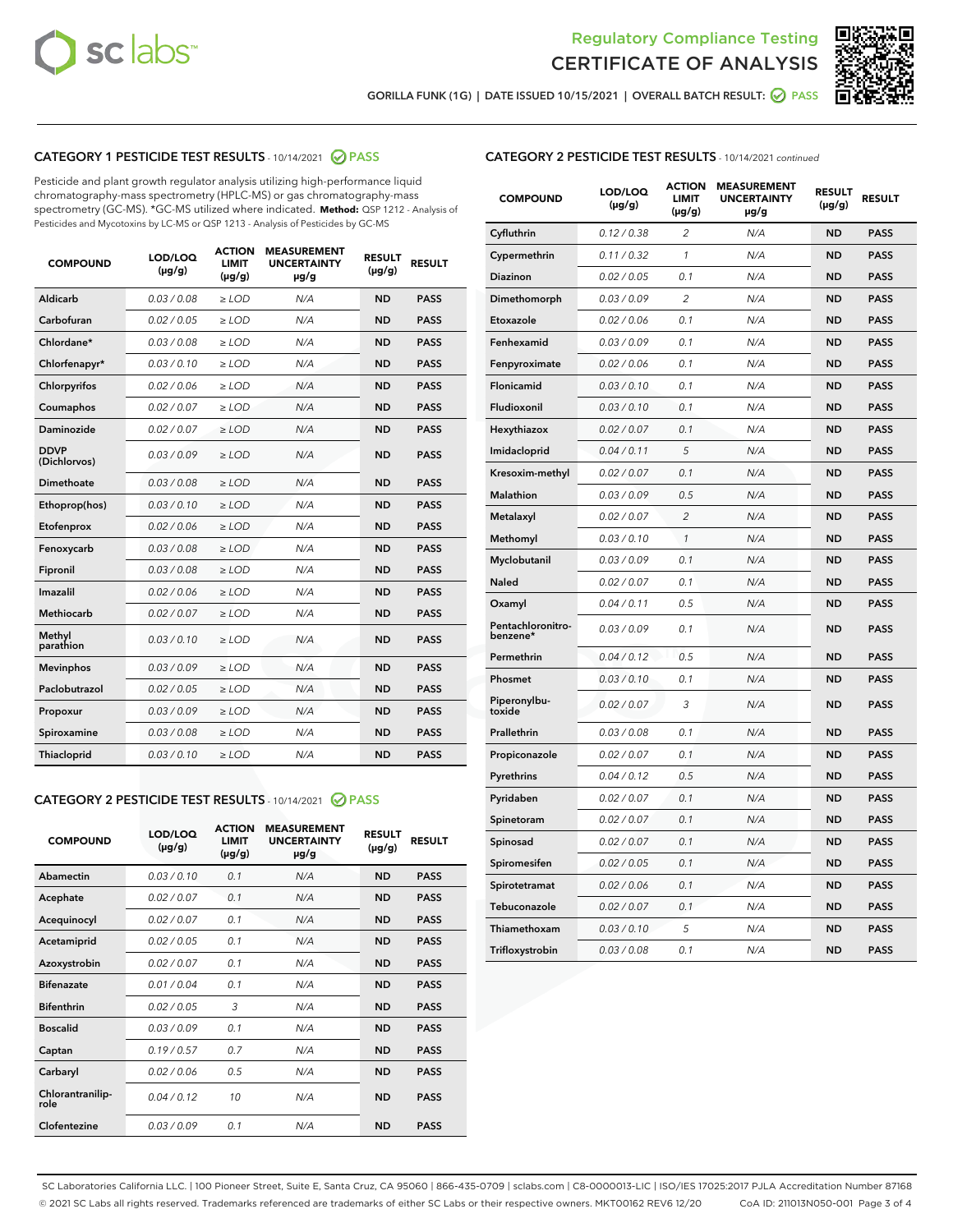# Regulatory Compliance Testing
# CERTIFICATE OF ANALYSIS

GORILLA FUNK (1G) | DATE ISSUED 10/15/2021 | OVERALL BATCH RESULT: PASS

## CATEGORY 1 PESTICIDE TEST RESULTS - 10/14/2021 PASS

Pesticide and plant growth regulator analysis utilizing high-performance liquid chromatography-mass spectrometry (HPLC-MS) or gas chromatography-mass spectrometry (GC-MS). *GC-MS utilized where indicated. **Method:** QSP 1212 - Analysis of Pesticides and Mycotoxins by LC-MS or QSP 1213 - Analysis of Pesticides by GC-MS

| COMPOUND | LOD/LOQ (µg/g) | ACTION LIMIT (µg/g) | MEASUREMENT UNCERTAINTY µg/g | RESULT (µg/g) | RESULT |
|---|---|---|---|---|---|
| Aldicarb | 0.03 / 0.08 | ≥ LOD | N/A | ND | PASS |
| Carbofuran | 0.02 / 0.05 | ≥ LOD | N/A | ND | PASS |
| Chlordane* | 0.03 / 0.08 | ≥ LOD | N/A | ND | PASS |
| Chlorfenapyr* | 0.03 / 0.10 | ≥ LOD | N/A | ND | PASS |
| Chlorpyrifos | 0.02 / 0.06 | ≥ LOD | N/A | ND | PASS |
| Coumaphos | 0.02 / 0.07 | ≥ LOD | N/A | ND | PASS |
| Daminozide | 0.02 / 0.07 | ≥ LOD | N/A | ND | PASS |
| DDVP (Dichlorvos) | 0.03 / 0.09 | ≥ LOD | N/A | ND | PASS |
| Dimethoate | 0.03 / 0.08 | ≥ LOD | N/A | ND | PASS |
| Ethoprop(hos) | 0.03 / 0.10 | ≥ LOD | N/A | ND | PASS |
| Etofenprox | 0.02 / 0.06 | ≥ LOD | N/A | ND | PASS |
| Fenoxycarb | 0.03 / 0.08 | ≥ LOD | N/A | ND | PASS |
| Fipronil | 0.03 / 0.08 | ≥ LOD | N/A | ND | PASS |
| Imazalil | 0.02 / 0.06 | ≥ LOD | N/A | ND | PASS |
| Methiocarb | 0.02 / 0.07 | ≥ LOD | N/A | ND | PASS |
| Methyl parathion | 0.03 / 0.10 | ≥ LOD | N/A | ND | PASS |
| Mevinphos | 0.03 / 0.09 | ≥ LOD | N/A | ND | PASS |
| Paclobutrazol | 0.02 / 0.05 | ≥ LOD | N/A | ND | PASS |
| Propoxur | 0.03 / 0.09 | ≥ LOD | N/A | ND | PASS |
| Spiroxamine | 0.03 / 0.08 | ≥ LOD | N/A | ND | PASS |
| Thiacloprid | 0.03 / 0.10 | ≥ LOD | N/A | ND | PASS |

## CATEGORY 2 PESTICIDE TEST RESULTS - 10/14/2021 PASS

| COMPOUND | LOD/LOQ (µg/g) | ACTION LIMIT (µg/g) | MEASUREMENT UNCERTAINTY µg/g | RESULT (µg/g) | RESULT |
|---|---|---|---|---|---|
| Abamectin | 0.03 / 0.10 | 0.1 | N/A | ND | PASS |
| Acephate | 0.02 / 0.07 | 0.1 | N/A | ND | PASS |
| Acequinocyl | 0.02 / 0.07 | 0.1 | N/A | ND | PASS |
| Acetamiprid | 0.02 / 0.05 | 0.1 | N/A | ND | PASS |
| Azoxystrobin | 0.02 / 0.07 | 0.1 | N/A | ND | PASS |
| Bifenazate | 0.01 / 0.04 | 0.1 | N/A | ND | PASS |
| Bifenthrin | 0.02 / 0.05 | 3 | N/A | ND | PASS |
| Boscalid | 0.03 / 0.09 | 0.1 | N/A | ND | PASS |
| Captan | 0.19 / 0.57 | 0.7 | N/A | ND | PASS |
| Carbaryl | 0.02 / 0.06 | 0.5 | N/A | ND | PASS |
| Chlorantraniliprole | 0.04 / 0.12 | 10 | N/A | ND | PASS |
| Clofentezine | 0.03 / 0.09 | 0.1 | N/A | ND | PASS |
| Cyfluthrin | 0.12 / 0.38 | 2 | N/A | ND | PASS |
| Cypermethrin | 0.11 / 0.32 | 1 | N/A | ND | PASS |
| Diazinon | 0.02 / 0.05 | 0.1 | N/A | ND | PASS |
| Dimethomorph | 0.03 / 0.09 | 2 | N/A | ND | PASS |
| Etoxazole | 0.02 / 0.06 | 0.1 | N/A | ND | PASS |
| Fenhexamid | 0.03 / 0.09 | 0.1 | N/A | ND | PASS |
| Fenpyroximate | 0.02 / 0.06 | 0.1 | N/A | ND | PASS |
| Flonicamid | 0.03 / 0.10 | 0.1 | N/A | ND | PASS |
| Fludioxonil | 0.03 / 0.10 | 0.1 | N/A | ND | PASS |
| Hexythiazox | 0.02 / 0.07 | 0.1 | N/A | ND | PASS |
| Imidacloprid | 0.04 / 0.11 | 5 | N/A | ND | PASS |
| Kresoxim-methyl | 0.02 / 0.07 | 0.1 | N/A | ND | PASS |
| Malathion | 0.03 / 0.09 | 0.5 | N/A | ND | PASS |
| Metalaxyl | 0.02 / 0.07 | 2 | N/A | ND | PASS |
| Methomyl | 0.03 / 0.10 | 1 | N/A | ND | PASS |
| Myclobutanil | 0.03 / 0.09 | 0.1 | N/A | ND | PASS |
| Naled | 0.02 / 0.07 | 0.1 | N/A | ND | PASS |
| Oxamyl | 0.04 / 0.11 | 0.5 | N/A | ND | PASS |
| Pentachloronitrobenzene* | 0.03 / 0.09 | 0.1 | N/A | ND | PASS |
| Permethrin | 0.04 / 0.12 | 0.5 | N/A | ND | PASS |
| Phosmet | 0.03 / 0.10 | 0.1 | N/A | ND | PASS |
| Piperonylbutoxide | 0.02 / 0.07 | 3 | N/A | ND | PASS |
| Prallethrin | 0.03 / 0.08 | 0.1 | N/A | ND | PASS |
| Propiconazole | 0.02 / 0.07 | 0.1 | N/A | ND | PASS |
| Pyrethrins | 0.04 / 0.12 | 0.5 | N/A | ND | PASS |
| Pyridaben | 0.02 / 0.07 | 0.1 | N/A | ND | PASS |
| Spinetoram | 0.02 / 0.07 | 0.1 | N/A | ND | PASS |
| Spinosad | 0.02 / 0.07 | 0.1 | N/A | ND | PASS |
| Spiromesifen | 0.02 / 0.05 | 0.1 | N/A | ND | PASS |
| Spirotetramat | 0.02 / 0.06 | 0.1 | N/A | ND | PASS |
| Tebuconazole | 0.02 / 0.07 | 0.1 | N/A | ND | PASS |
| Thiamethoxam | 0.03 / 0.10 | 5 | N/A | ND | PASS |
| Trifloxystrobin | 0.03 / 0.08 | 0.1 | N/A | ND | PASS |

SC Laboratories California LLC. | 100 Pioneer Street, Suite E, Santa Cruz, CA 95060 | 866-435-0709 | sclabs.com | C8-0000013-LIC | ISO/IES 17025:2017 PJLA Accreditation Number 87168
© 2021 SC Labs all rights reserved. Trademarks referenced are trademarks of either SC Labs or their respective owners. MKT00162 REV6 12/20 CoA ID: 211013N050-001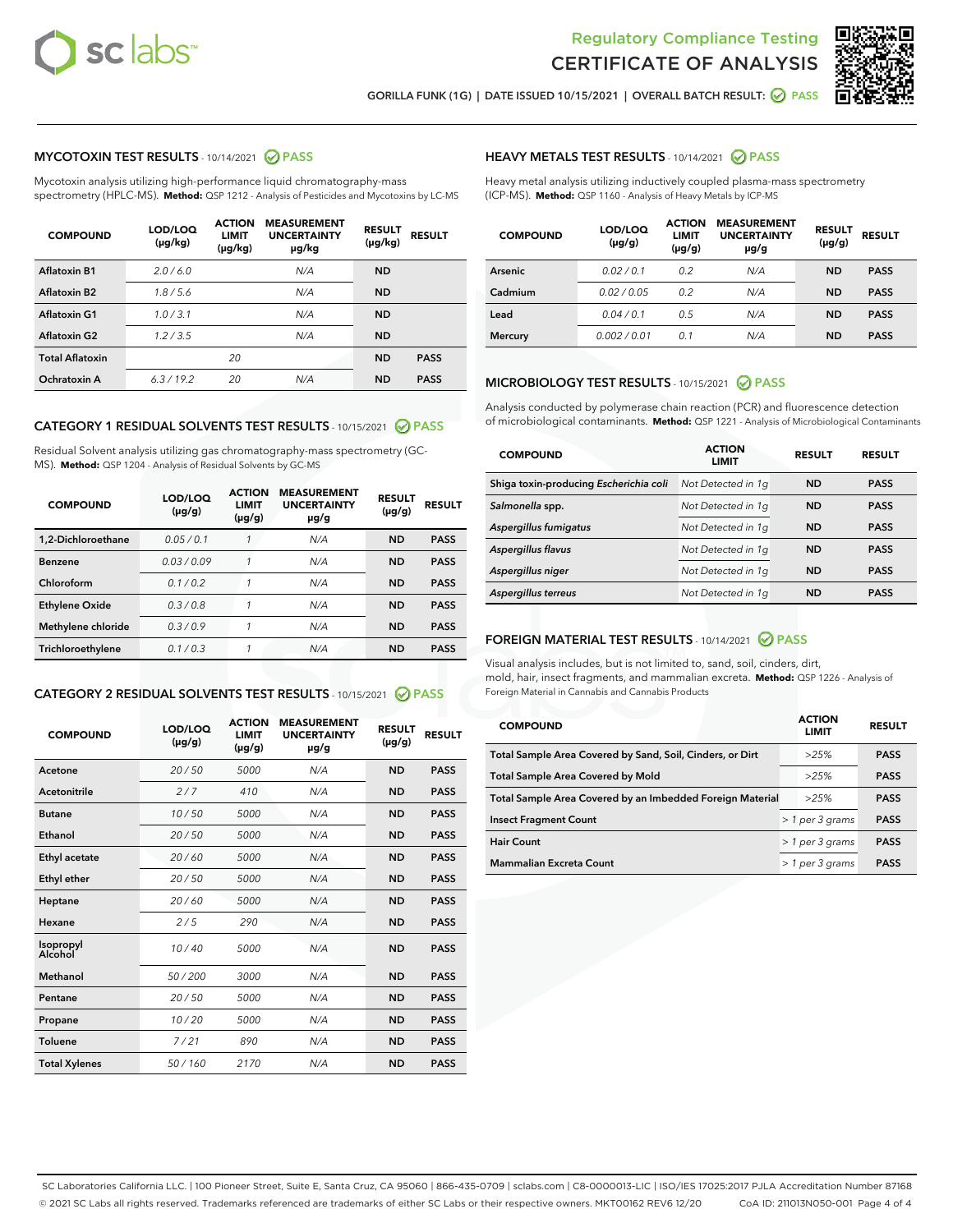Regulatory Compliance Testing
# CERTIFICATE OF ANALYSIS

GORILLA FUNK (1G) | DATE ISSUED 10/15/2021 | OVERALL BATCH RESULT: PASS

## MYCOTOXIN TEST RESULTS - 10/14/2021 PASS

Mycotoxin analysis utilizing high-performance liquid chromatography-mass spectrometry (HPLC-MS). **Method:** QSP 1212 - Analysis of Pesticides and Mycotoxins by LC-MS

| COMPOUND | LOD/LOQ (µg/kg) | ACTION LIMIT (µg/kg) | MEASUREMENT UNCERTAINTY µg/kg | RESULT (µg/kg) | RESULT |
|---|---|---|---|---|---|
| Aflatoxin B1 | 2.0 / 6.0 | | N/A | ND | |
| Aflatoxin B2 | 1.8 / 5.6 | | N/A | ND | |
| Aflatoxin G1 | 1.0 / 3.1 | | N/A | ND | |
| Aflatoxin G2 | 1.2 / 3.5 | | N/A | ND | |
| Total Aflatoxin | | 20 | | ND | PASS |
| Ochratoxin A | 6.3 / 19.2 | 20 | N/A | ND | PASS |

## CATEGORY 1 RESIDUAL SOLVENTS TEST RESULTS - 10/15/2021 PASS

Residual Solvent analysis utilizing gas chromatography-mass spectrometry (GC-MS). **Method:** QSP 1204 - Analysis of Residual Solvents by GC-MS

| COMPOUND | LOD/LOQ (µg/g) | ACTION LIMIT (µg/g) | MEASUREMENT UNCERTAINTY µg/g | RESULT (µg/g) | RESULT |
|---|---|---|---|---|---|
| 1,2-Dichloroethane | 0.05 / 0.1 | 1 | N/A | ND | PASS |
| Benzene | 0.03 / 0.09 | 1 | N/A | ND | PASS |
| Chloroform | 0.1 / 0.2 | 1 | N/A | ND | PASS |
| Ethylene Oxide | 0.3 / 0.8 | 1 | N/A | ND | PASS |
| Methylene chloride | 0.3 / 0.9 | 1 | N/A | ND | PASS |
| Trichloroethylene | 0.1 / 0.3 | 1 | N/A | ND | PASS |

## CATEGORY 2 RESIDUAL SOLVENTS TEST RESULTS - 10/15/2021 PASS

| COMPOUND | LOD/LOQ (µg/g) | ACTION LIMIT (µg/g) | MEASUREMENT UNCERTAINTY µg/g | RESULT (µg/g) | RESULT |
|---|---|---|---|---|---|
| Acetone | 20 / 50 | 5000 | N/A | ND | PASS |
| Acetonitrile | 2 / 7 | 410 | N/A | ND | PASS |
| Butane | 10 / 50 | 5000 | N/A | ND | PASS |
| Ethanol | 20 / 50 | 5000 | N/A | ND | PASS |
| Ethyl acetate | 20 / 60 | 5000 | N/A | ND | PASS |
| Ethyl ether | 20 / 50 | 5000 | N/A | ND | PASS |
| Heptane | 20 / 60 | 5000 | N/A | ND | PASS |
| Hexane | 2 / 5 | 290 | N/A | ND | PASS |
| Isopropyl Alcohol | 10 / 40 | 5000 | N/A | ND | PASS |
| Methanol | 50 / 200 | 3000 | N/A | ND | PASS |
| Pentane | 20 / 50 | 5000 | N/A | ND | PASS |
| Propane | 10 / 20 | 5000 | N/A | ND | PASS |
| Toluene | 7 / 21 | 890 | N/A | ND | PASS |
| Total Xylenes | 50 / 160 | 2170 | N/A | ND | PASS |

## HEAVY METALS TEST RESULTS - 10/14/2021 PASS

Heavy metal analysis utilizing inductively coupled plasma-mass spectrometry (ICP-MS). **Method:** QSP 1160 - Analysis of Heavy Metals by ICP-MS

| COMPOUND | LOD/LOQ (µg/g) | ACTION LIMIT (µg/g) | MEASUREMENT UNCERTAINTY µg/g | RESULT (µg/g) | RESULT |
|---|---|---|---|---|---|
| Arsenic | 0.02 / 0.1 | 0.2 | N/A | ND | PASS |
| Cadmium | 0.02 / 0.05 | 0.2 | N/A | ND | PASS |
| Lead | 0.04 / 0.1 | 0.5 | N/A | ND | PASS |
| Mercury | 0.002 / 0.01 | 0.1 | N/A | ND | PASS |

## MICROBIOLOGY TEST RESULTS - 10/15/2021 PASS

Analysis conducted by polymerase chain reaction (PCR) and fluorescence detection of microbiological contaminants. **Method:** QSP 1221 - Analysis of Microbiological Contaminants

| COMPOUND | ACTION LIMIT | RESULT | RESULT |
|---|---|---|---|
| Shiga toxin-producing *Escherichia coli* | Not Detected in 1g | ND | PASS |
| *Salmonella* spp. | Not Detected in 1g | ND | PASS |
| *Aspergillus fumigatus* | Not Detected in 1g | ND | PASS |
| *Aspergillus flavus* | Not Detected in 1g | ND | PASS |
| *Aspergillus niger* | Not Detected in 1g | ND | PASS |
| *Aspergillus terreus* | Not Detected in 1g | ND | PASS |

## FOREIGN MATERIAL TEST RESULTS - 10/14/2021 PASS

Visual analysis includes, but is not limited to, sand, soil, cinders, dirt, mold, hair, insect fragments, and mammalian excreta. **Method:** QSP 1226 - Analysis of Foreign Material in Cannabis and Cannabis Products

| COMPOUND | ACTION LIMIT | RESULT |
|---|---|---|
| Total Sample Area Covered by Sand, Soil, Cinders, or Dirt | >25% | PASS |
| Total Sample Area Covered by Mold | >25% | PASS |
| Total Sample Area Covered by an Imbedded Foreign Material | >25% | PASS |
| Insect Fragment Count | > 1 per 3 grams | PASS |
| Hair Count | > 1 per 3 grams | PASS |
| Mammalian Excreta Count | > 1 per 3 grams | PASS |

SC Laboratories California LLC. | 100 Pioneer Street, Suite E, Santa Cruz, CA 95060 | 866-435-0709 | sclabs.com | C8-0000013-LIC | ISO/IES 17025:2017 PJLA Accreditation Number 87168
© 2021 SC Labs all rights reserved. Trademarks referenced are trademarks of either SC Labs or their respective owners. MKT00162 REV6 12/20 CoA ID: 211013N050-001